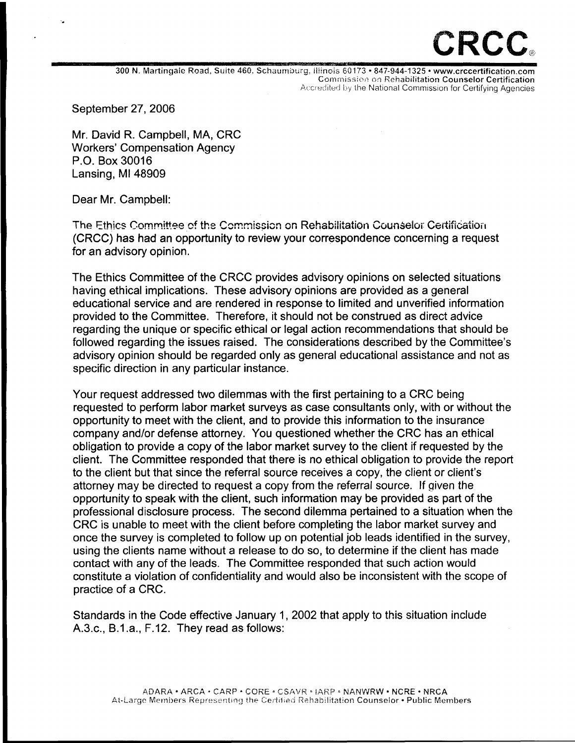**CRCC**®

300 N. Martingale Road, Suite 460. Schaumburg, Illinois 60173 • 847-944-1325 • www.crccertification.com
Commission on Rehabilitation Counselor Certification
Accredited by the National Commission for Certifying Agencies

September 27, 2006

Mr. David R. Campbell, MA, CRC
Workers' Compensation Agency
P.O. Box 30016
Lansing, MI 48909

Dear Mr. Campbell:

The Ethics Committee of the Commission on Rehabilitation Counselor Certification (CRCC) has had an opportunity to review your correspondence concerning a request for an advisory opinion.

The Ethics Committee of the CRCC provides advisory opinions on selected situations having ethical implications. These advisory opinions are provided as a general educational service and are rendered in response to limited and unverified information provided to the Committee. Therefore, it should not be construed as direct advice regarding the unique or specific ethical or legal action recommendations that should be followed regarding the issues raised. The considerations described by the Committee's advisory opinion should be regarded only as general educational assistance and not as specific direction in any particular instance.

Your request addressed two dilemmas with the first pertaining to a CRC being requested to perform labor market surveys as case consultants only, with or without the opportunity to meet with the client, and to provide this information to the insurance company and/or defense attorney. You questioned whether the CRC has an ethical obligation to provide a copy of the labor market survey to the client if requested by the client. The Committee responded that there is no ethical obligation to provide the report to the client but that since the referral source receives a copy, the client or client's attorney may be directed to request a copy from the referral source. If given the opportunity to speak with the client, such information may be provided as part of the professional disclosure process. The second dilemma pertained to a situation when the CRC is unable to meet with the client before completing the labor market survey and once the survey is completed to follow up on potential job leads identified in the survey, using the clients name without a release to do so, to determine if the client has made contact with any of the leads. The Committee responded that such action would constitute a violation of confidentiality and would also be inconsistent with the scope of practice of a CRC.

Standards in the Code effective January 1, 2002 that apply to this situation include A.3.c., B.1.a., F.12. They read as follows:

ADARA • ARCA • CARP • CORE • CSAVR • IARP • NANWRW • NCRE • NRCA
At-Large Members Representing the Certified Rehabilitation Counselor • Public Members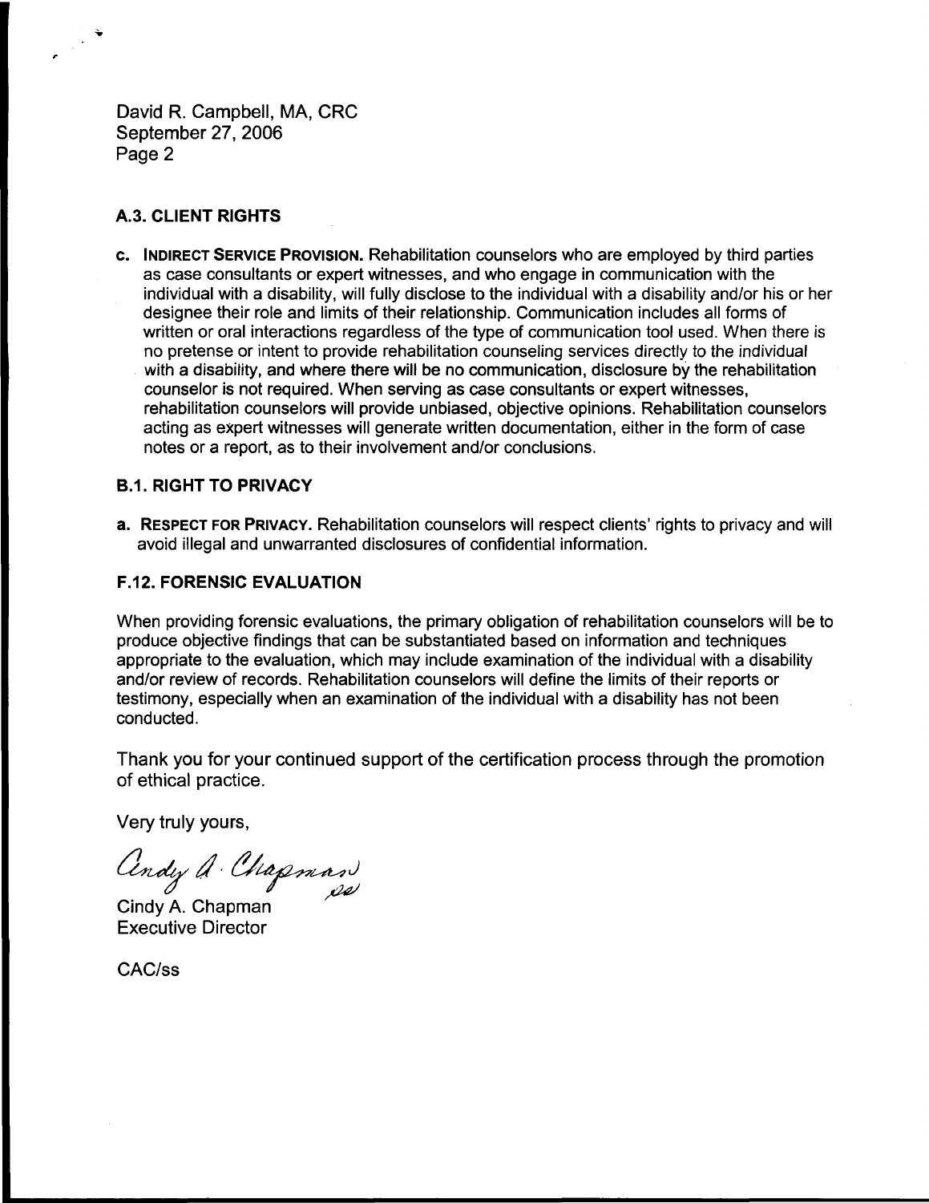David R. Campbell, MA, CRC
September 27, 2006
Page 2

### A.3. CLIENT RIGHTS

**c. INDIRECT SERVICE PROVISION.** Rehabilitation counselors who are employed by third parties as case consultants or expert witnesses, and who engage in communication with the individual with a disability, will fully disclose to the individual with a disability and/or his or her designee their role and limits of their relationship. Communication includes all forms of written or oral interactions regardless of the type of communication tool used. When there is no pretense or intent to provide rehabilitation counseling services directly to the individual with a disability, and where there will be no communication, disclosure by the rehabilitation counselor is not required. When serving as case consultants or expert witnesses, rehabilitation counselors will provide unbiased, objective opinions. Rehabilitation counselors acting as expert witnesses will generate written documentation, either in the form of case notes or a report, as to their involvement and/or conclusions.

### B.1. RIGHT TO PRIVACY

**a. RESPECT FOR PRIVACY.** Rehabilitation counselors will respect clients' rights to privacy and will avoid illegal and unwarranted disclosures of confidential information.

### F.12. FORENSIC EVALUATION

When providing forensic evaluations, the primary obligation of rehabilitation counselors will be to produce objective findings that can be substantiated based on information and techniques appropriate to the evaluation, which may include examination of the individual with a disability and/or review of records. Rehabilitation counselors will define the limits of their reports or testimony, especially when an examination of the individual with a disability has not been conducted.

Thank you for your continued support of the certification process through the promotion of ethical practice.

Very truly yours,

Cindy A. Chapman

Cindy A. Chapman
Executive Director

CAC/ss